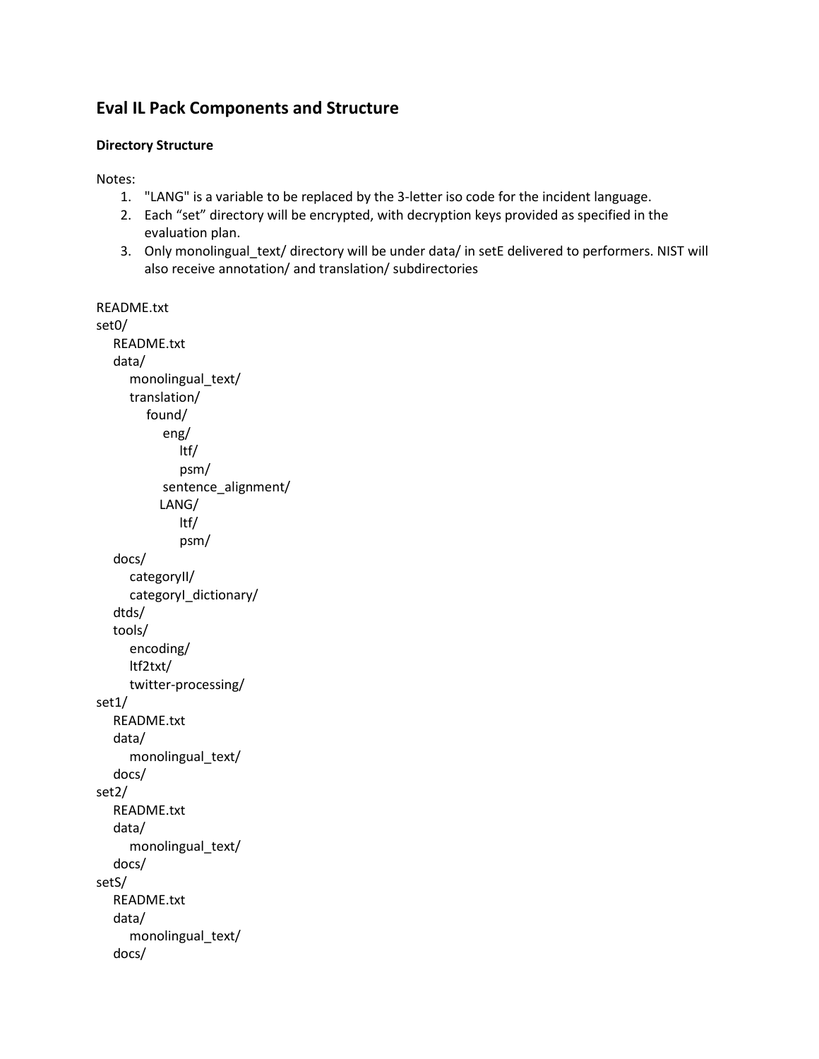## Eval IL Pack Components and Structure

### Directory Structure

Notes:

1. "LANG" is a variable to be replaced by the 3-letter iso code for the incident language.
2. Each "set" directory will be encrypted, with decryption keys provided as specified in the evaluation plan.
3. Only monolingual_text/ directory will be under data/ in setE delivered to performers. NIST will also receive annotation/ and translation/ subdirectories

```
README.txt
set0/
    README.txt
    data/
        monolingual_text/
        translation/
            found/
                eng/
                    ltf/
                    psm/
                sentence_alignment/
                LANG/
                    ltf/
                    psm/
    docs/
        categoryII/
        categoryI_dictionary/
    dtds/
    tools/
        encoding/
        ltf2txt/
        twitter-processing/
set1/
    README.txt
    data/
        monolingual_text/
    docs/
set2/
    README.txt
    data/
        monolingual_text/
    docs/
setS/
    README.txt
    data/
        monolingual_text/
    docs/
```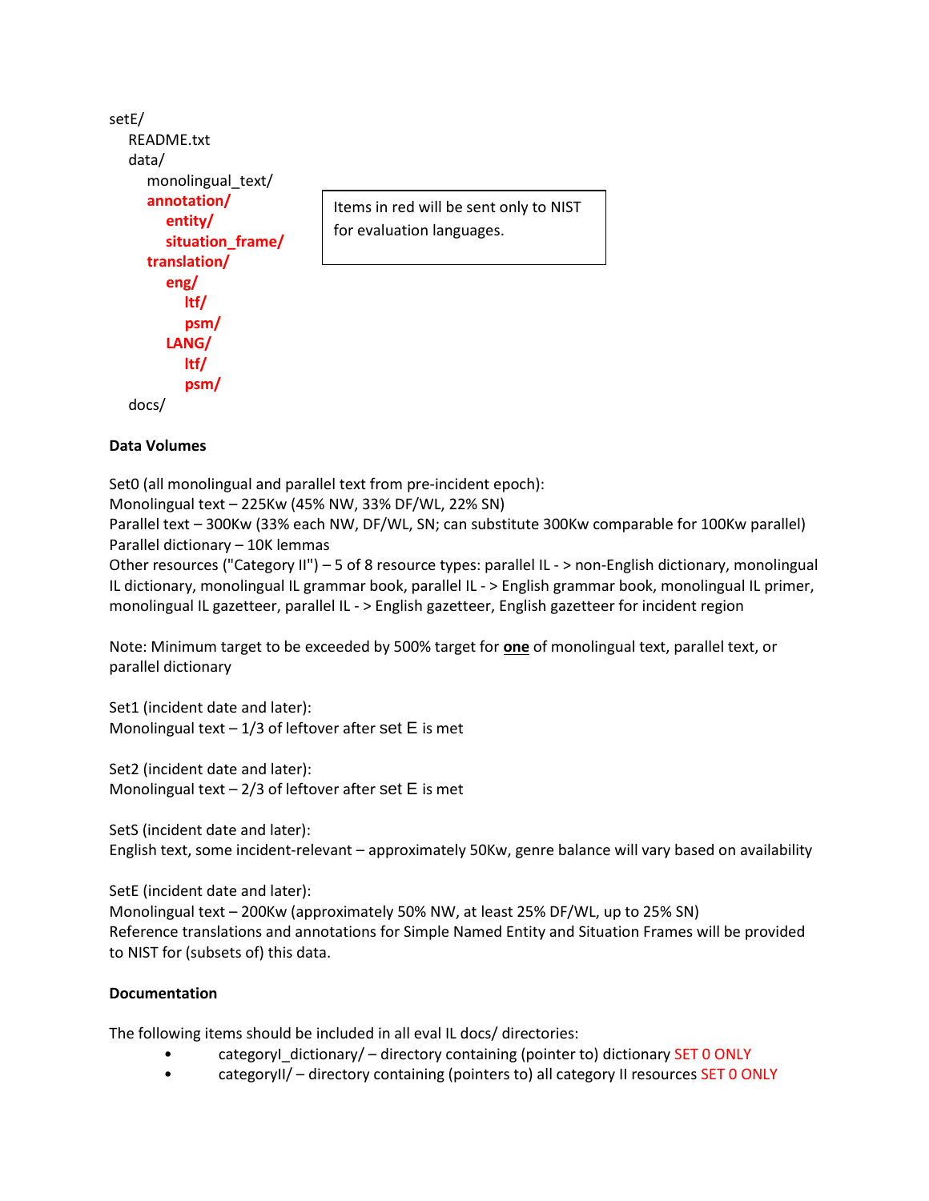```
setE/
    README.txt
    data/
        monolingual_text/
        annotation/
            entity/
            situation_frame/
        translation/
            eng/
                ltf/
                psm/
            LANG/
                ltf/
                psm/
    docs/
```

Items in red will be sent only to NIST for evaluation languages.

**Data Volumes**

Set0 (all monolingual and parallel text from pre-incident epoch):
Monolingual text – 225Kw (45% NW, 33% DF/WL, 22% SN)
Parallel text – 300Kw (33% each NW, DF/WL, SN; can substitute 300Kw comparable for 100Kw parallel)
Parallel dictionary – 10K lemmas
Other resources ("Category II") – 5 of 8 resource types: parallel IL - > non-English dictionary, monolingual IL dictionary, monolingual IL grammar book, parallel IL - > English grammar book, monolingual IL primer, monolingual IL gazetteer, parallel IL - > English gazetteer, English gazetteer for incident region

Note: Minimum target to be exceeded by 500% target for **one** of monolingual text, parallel text, or parallel dictionary

Set1 (incident date and later):
Monolingual text – 1/3 of leftover after set E is met

Set2 (incident date and later):
Monolingual text – 2/3 of leftover after set E is met

SetS (incident date and later):
English text, some incident-relevant – approximately 50Kw, genre balance will vary based on availability

SetE (incident date and later):
Monolingual text – 200Kw (approximately 50% NW, at least 25% DF/WL, up to 25% SN)
Reference translations and annotations for Simple Named Entity and Situation Frames will be provided to NIST for (subsets of) this data.

**Documentation**

The following items should be included in all eval IL docs/ directories:

- categoryI_dictionary/ – directory containing (pointer to) dictionary SET 0 ONLY
- categoryII/ – directory containing (pointers to) all category II resources SET 0 ONLY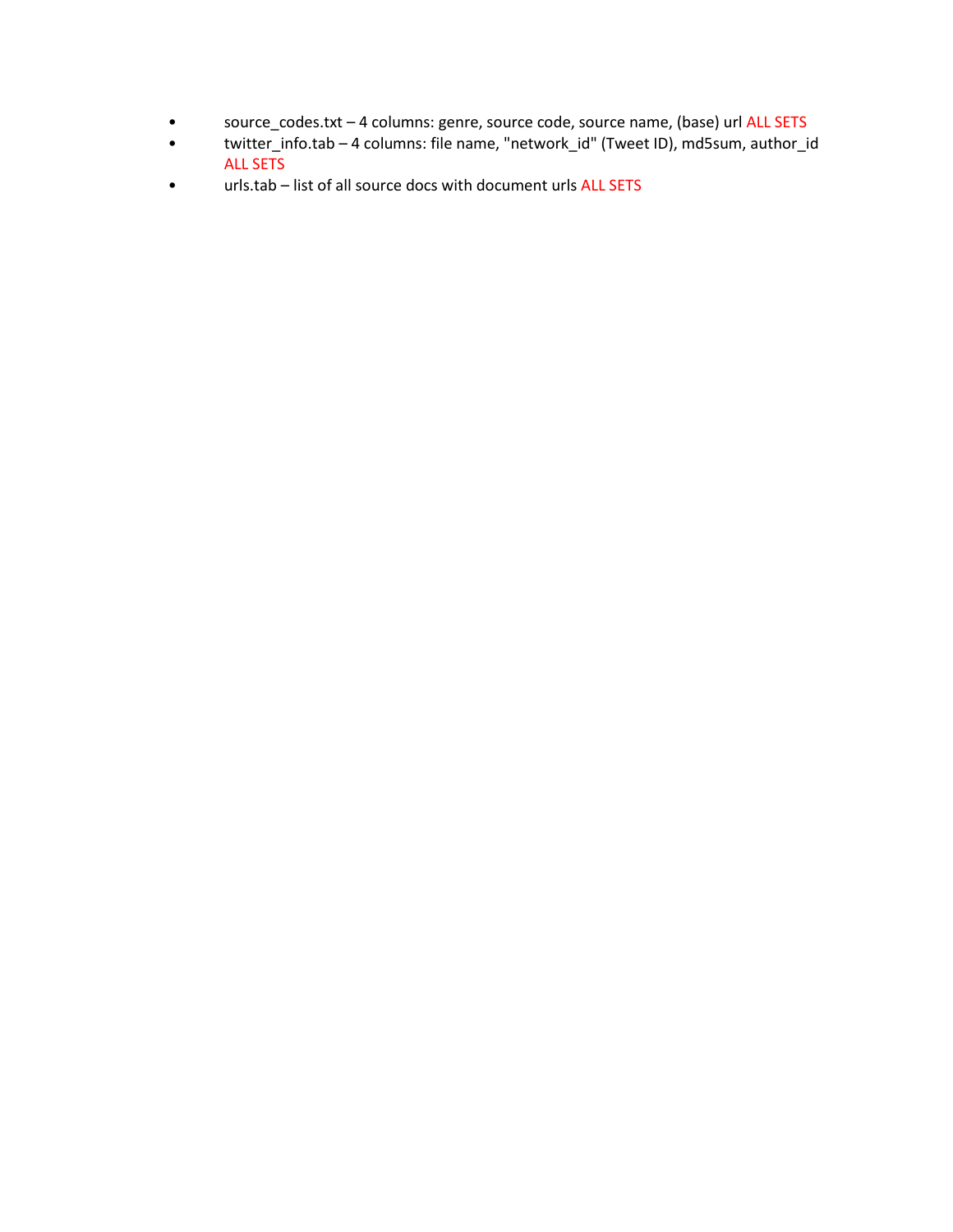- source_codes.txt – 4 columns: genre, source code, source name, (base) url ALL SETS
- twitter_info.tab – 4 columns: file name, "network_id" (Tweet ID), md5sum, author_id ALL SETS
- urls.tab – list of all source docs with document urls ALL SETS